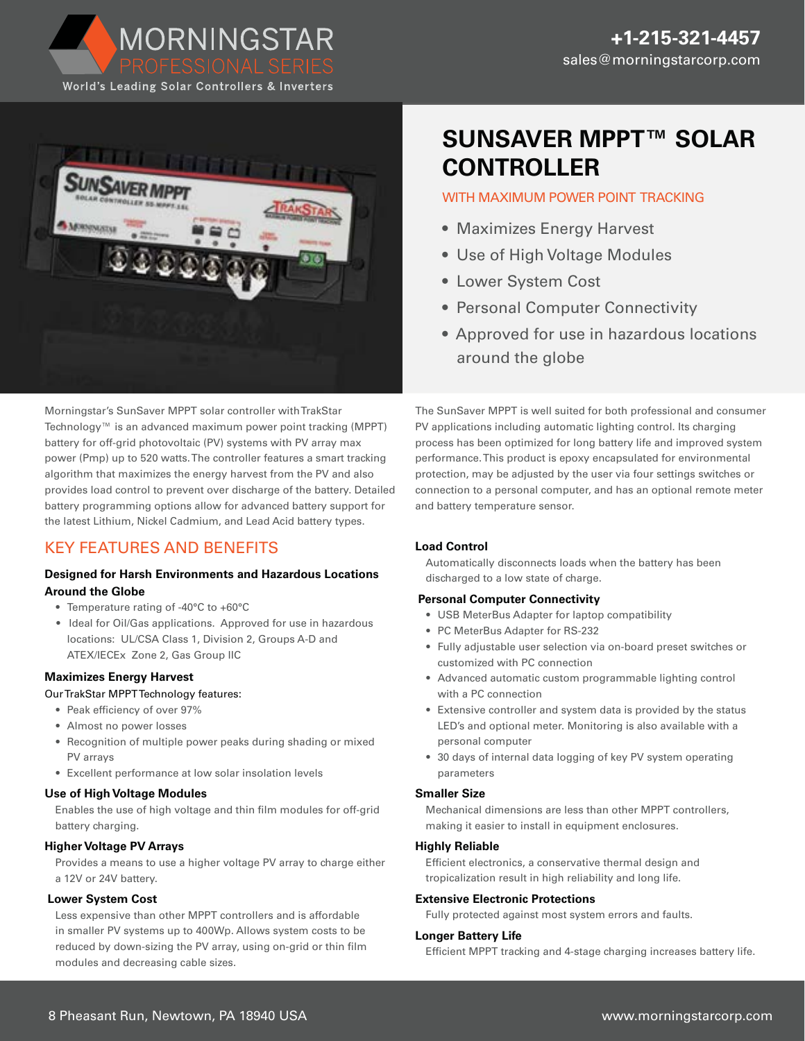MORNINGSTAR PROFESSIONAL SERIES

World's Leading Solar Controllers & Inverters

**+1-215-321-4457**
sales@morningstarcorp.com

# SUNSAVER MPPT™ SOLAR CONTROLLER

## WITH MAXIMUM POWER POINT TRACKING

- Maximizes Energy Harvest
- Use of High Voltage Modules
- Lower System Cost
- Personal Computer Connectivity
- Approved for use in hazardous locations around the globe

Morningstar's SunSaver MPPT solar controller with TrakStar Technology™ is an advanced maximum power point tracking (MPPT) battery for off-grid photovoltaic (PV) systems with PV array max power (Pmp) up to 520 watts. The controller features a smart tracking algorithm that maximizes the energy harvest from the PV and also provides load control to prevent over discharge of the battery. Detailed battery programming options allow for advanced battery support for the latest Lithium, Nickel Cadmium, and Lead Acid battery types.

The SunSaver MPPT is well suited for both professional and consumer PV applications including automatic lighting control. Its charging process has been optimized for long battery life and improved system performance. This product is epoxy encapsulated for environmental protection, may be adjusted by the user via four settings switches or connection to a personal computer, and has an optional remote meter and battery temperature sensor.

## KEY FEATURES AND BENEFITS

### Designed for Harsh Environments and Hazardous Locations Around the Globe

- Temperature rating of -40°C to +60°C
- Ideal for Oil/Gas applications. Approved for use in hazardous locations: UL/CSA Class 1, Division 2, Groups A-D and ATEX/IECEx Zone 2, Gas Group IIC

### Maximizes Energy Harvest

Our TrakStar MPPT Technology features:

- Peak efficiency of over 97%
- Almost no power losses
- Recognition of multiple power peaks during shading or mixed PV arrays
- Excellent performance at low solar insolation levels

### Use of High Voltage Modules

Enables the use of high voltage and thin film modules for off-grid battery charging.

### Higher Voltage PV Arrays

Provides a means to use a higher voltage PV array to charge either a 12V or 24V battery.

### Lower System Cost

Less expensive than other MPPT controllers and is affordable in smaller PV systems up to 400Wp. Allows system costs to be reduced by down-sizing the PV array, using on-grid or thin film modules and decreasing cable sizes.

### Load Control

Automatically disconnects loads when the battery has been discharged to a low state of charge.

### Personal Computer Connectivity

- USB MeterBus Adapter for laptop compatibility
- PC MeterBus Adapter for RS-232
- Fully adjustable user selection via on-board preset switches or customized with PC connection
- Advanced automatic custom programmable lighting control with a PC connection
- Extensive controller and system data is provided by the status LED's and optional meter. Monitoring is also available with a personal computer
- 30 days of internal data logging of key PV system operating parameters

### Smaller Size

Mechanical dimensions are less than other MPPT controllers, making it easier to install in equipment enclosures.

### Highly Reliable

Efficient electronics, a conservative thermal design and tropicalization result in high reliability and long life.

### Extensive Electronic Protections

Fully protected against most system errors and faults.

### Longer Battery Life

Efficient MPPT tracking and 4-stage charging increases battery life.

8 Pheasant Run, Newtown, PA 18940 USA

www.morningstarcorp.com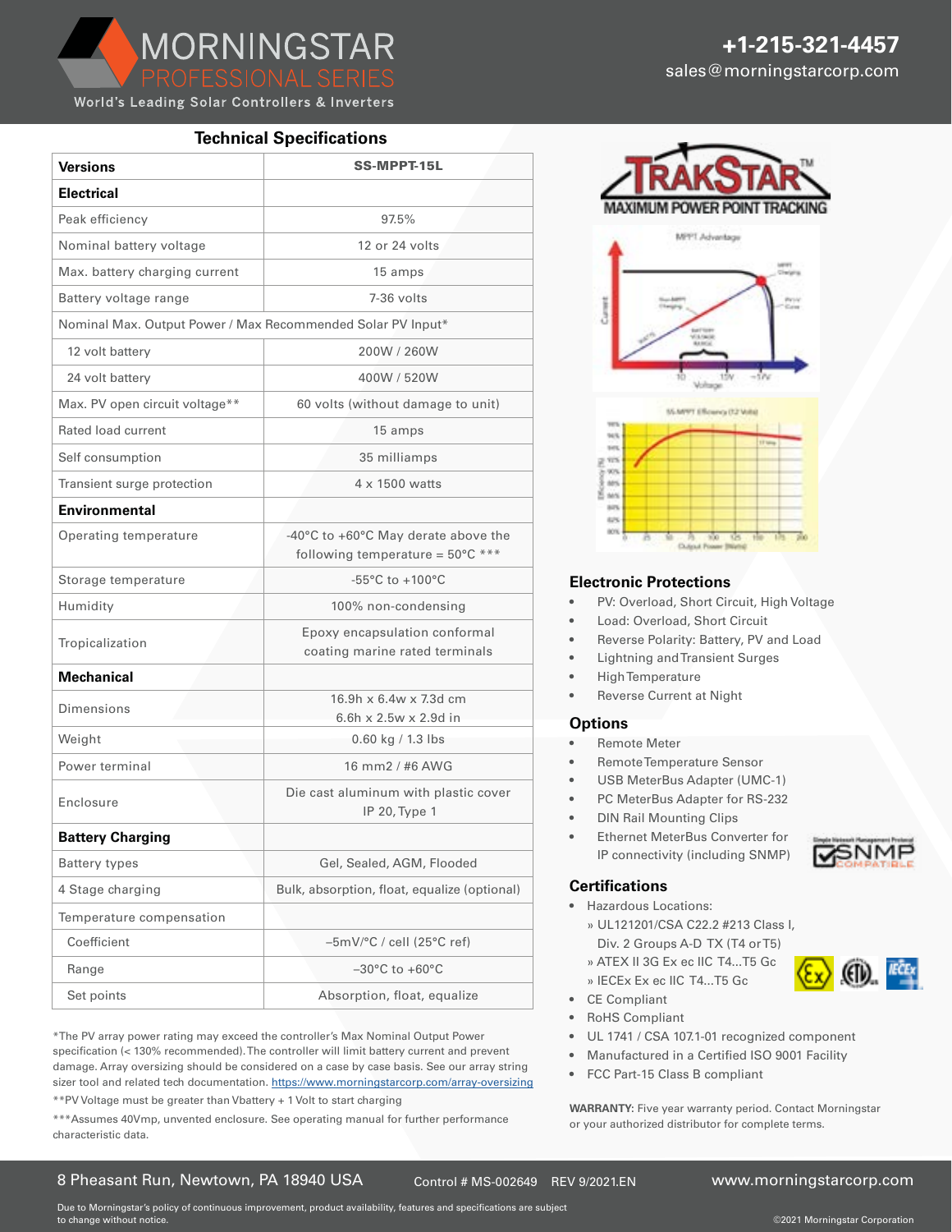## Technical Specifications

| Versions | SS-MPPT-15L |
| --- | --- |
| **Electrical** | |
| Peak efficiency | 97.5% |
| Nominal battery voltage | 12 or 24 volts |
| Max. battery charging current | 15 amps |
| Battery voltage range | 7-36 volts |
| Nominal Max. Output Power / Max Recommended Solar PV Input* | |
| 12 volt battery | 200W / 260W |
| 24 volt battery | 400W / 520W |
| Max. PV open circuit voltage** | 60 volts (without damage to unit) |
| Rated load current | 15 amps |
| Self consumption | 35 milliamps |
| Transient surge protection | 4 x 1500 watts |
| **Environmental** | |
| Operating temperature | -40°C to +60°C May derate above the following temperature = 50°C *** |
| Storage temperature | -55°C to +100°C |
| Humidity | 100% non-condensing |
| Tropicalization | Epoxy encapsulation conformal coating marine rated terminals |
| **Mechanical** | |
| Dimensions | 16.9h x 6.4w x 7.3d cm<br>6.6h x 2.5w x 2.9d in |
| Weight | 0.60 kg / 1.3 lbs |
| Power terminal | 16 mm2 / #6 AWG |
| Enclosure | Die cast aluminum with plastic cover IP 20, Type 1 |
| **Battery Charging** | |
| Battery types | Gel, Sealed, AGM, Flooded |
| 4 Stage charging | Bulk, absorption, float, equalize (optional) |
| Temperature compensation | |
| Coefficient | –5mV/°C / cell (25°C ref) |
| Range | –30°C to +60°C |
| Set points | Absorption, float, equalize |

*The PV array power rating may exceed the controller's Max Nominal Output Power specification (< 130% recommended). The controller will limit battery current and prevent damage. Array oversizing should be considered on a case by case basis. See our array string sizer tool and related tech documentation. https://www.morningstarcorp.com/array-oversizing

**PV Voltage must be greater than Vbattery + 1 Volt to start charging

***Assumes 40Vmp, unvented enclosure. See operating manual for further performance characteristic data.

TRAKSTAR™
MAXIMUM POWER POINT TRACKING

MPPT Advantage
Current
Voltage
10 15V ~17V

SS-MPPT Efficiency (12 Volt)
Efficiency (%)
Output Power (Watts)

## Electronic Protections

- PV: Overload, Short Circuit, High Voltage
- Load: Overload, Short Circuit
- Reverse Polarity: Battery, PV and Load
- Lightning and Transient Surges
- High Temperature
- Reverse Current at Night

## Options

- Remote Meter
- Remote Temperature Sensor
- USB MeterBus Adapter (UMC-1)
- PC MeterBus Adapter for RS-232
- DIN Rail Mounting Clips
- Ethernet MeterBus Converter for IP connectivity (including SNMP)

## Certifications

- Hazardous Locations:
  - » UL121201/CSA C22.2 #213 Class I, Div. 2 Groups A-D TX (T4 or T5)
  - » ATEX II 3G Ex ec IIC T4...T5 Gc
  - » IECEx Ex ec IIC T4...T5 Gc
- CE Compliant
- RoHS Compliant
- UL 1741 / CSA 107.1-01 recognized component
- Manufactured in a Certified ISO 9001 Facility
- FCC Part-15 Class B compliant

**WARRANTY:** Five year warranty period. Contact Morningstar or your authorized distributor for complete terms.